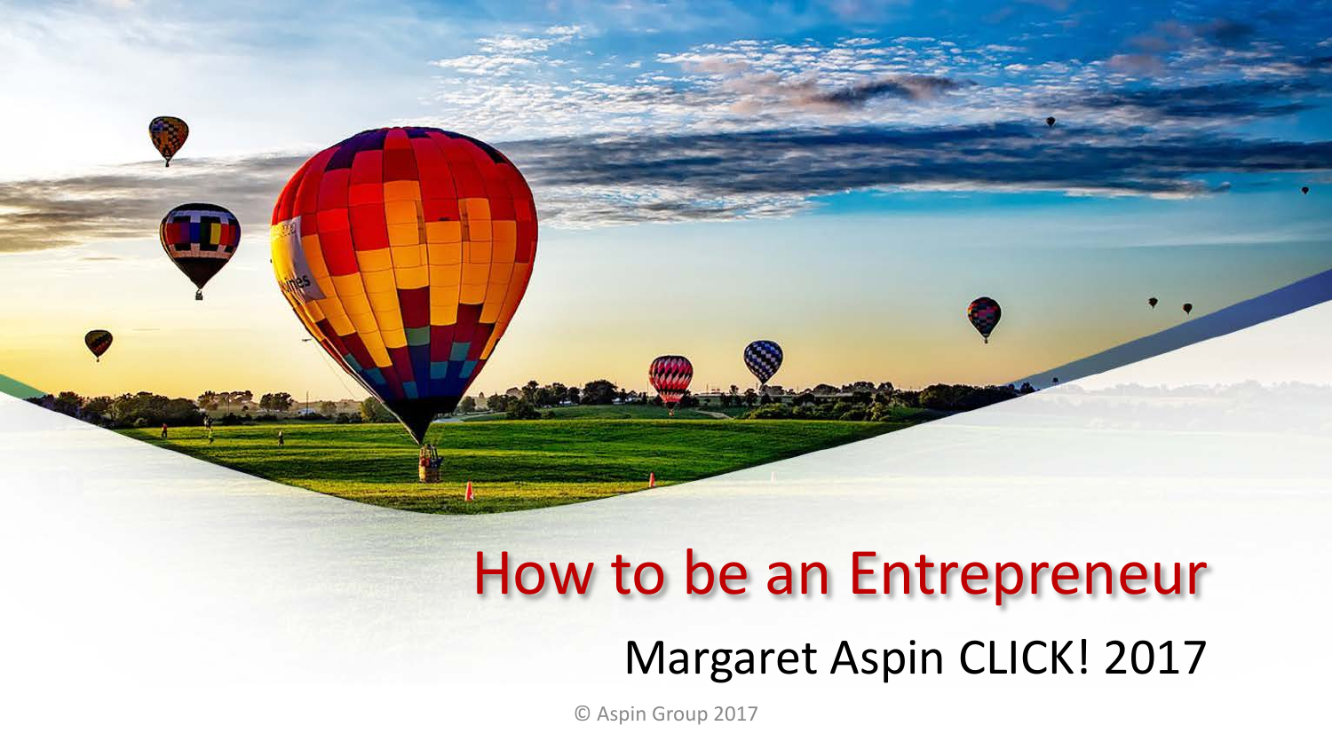# How to be an Entrepreneur

Margaret Aspin CLICK! 2017

© Aspin Group 2017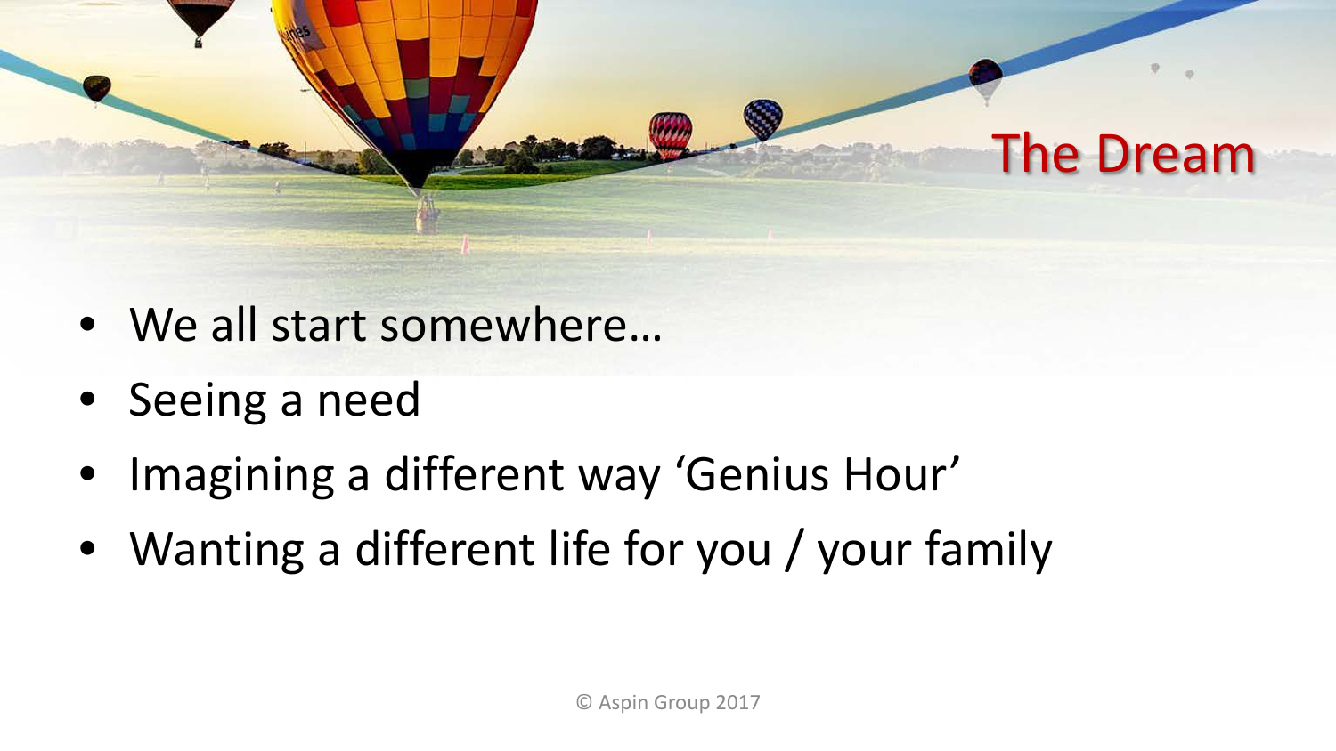## The Dream

- We all start somewhere…
- Seeing a need
- Imagining a different way 'Genius Hour'
- Wanting a different life for you / your family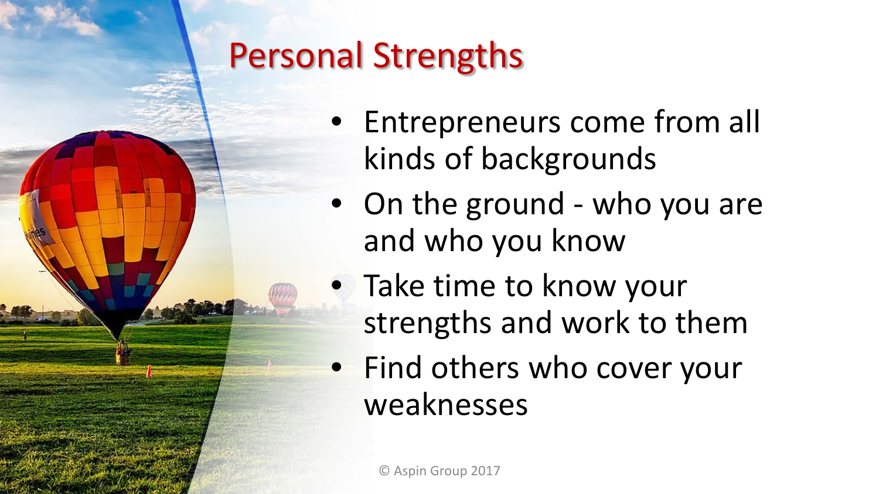# Personal Strengths

- Entrepreneurs come from all kinds of backgrounds
- On the ground - who you are and who you know
- Take time to know your strengths and work to them
- Find others who cover your weaknesses

© Aspin Group 2017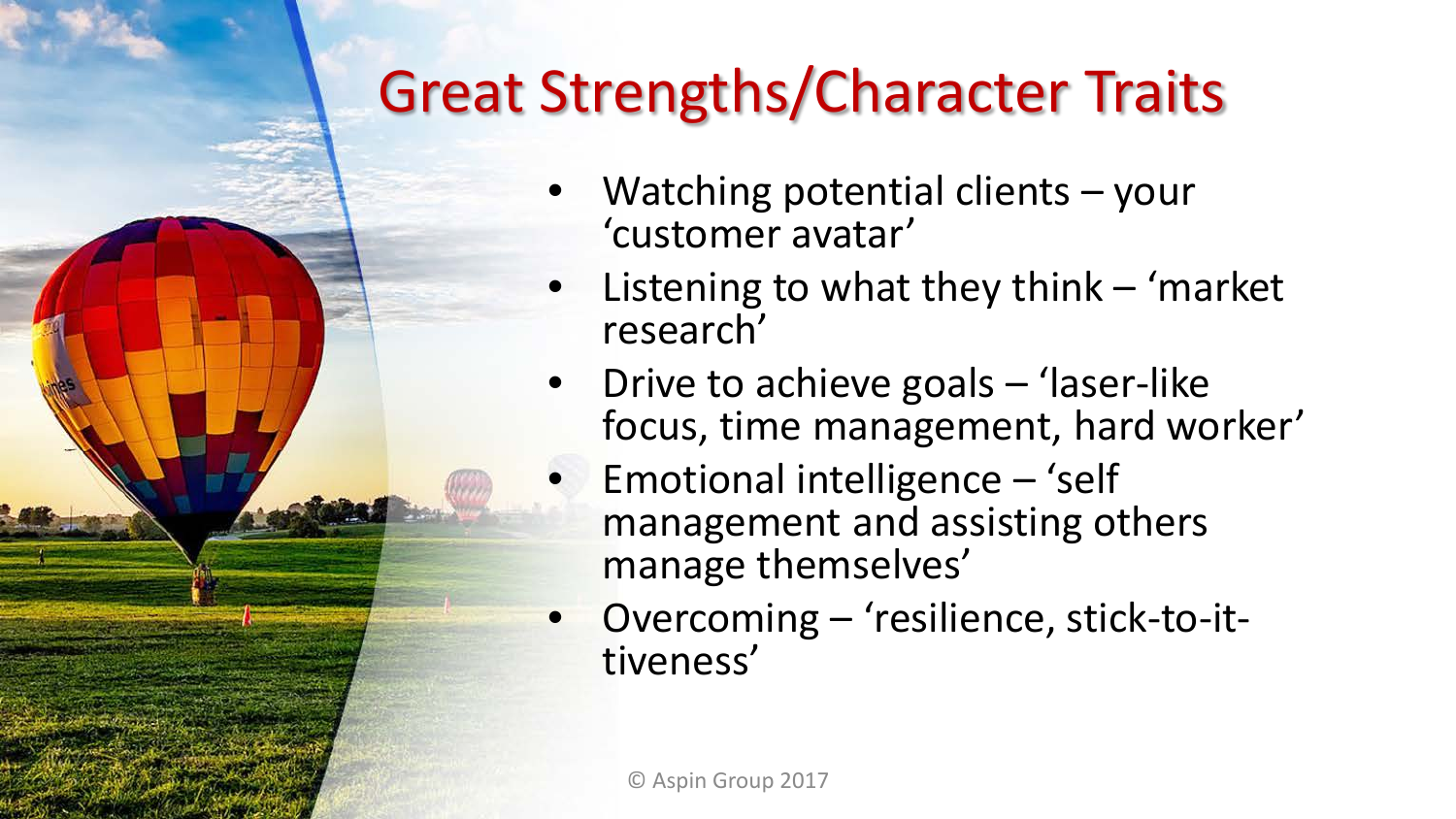# Great Strengths/Character Traits

- Watching potential clients – your 'customer avatar'
- Listening to what they think – 'market research'
- Drive to achieve goals – 'laser-like focus, time management, hard worker'
- Emotional intelligence – 'self management and assisting others manage themselves'
- Overcoming – 'resilience, stick-to-it-tiveness'

© Aspin Group 2017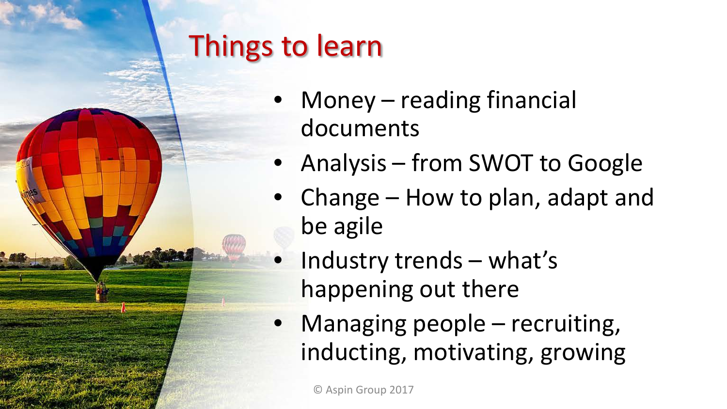# Things to learn

- Money – reading financial documents
- Analysis – from SWOT to Google
- Change – How to plan, adapt and be agile
- Industry trends – what's happening out there
- Managing people – recruiting, inducting, motivating, growing

© Aspin Group 2017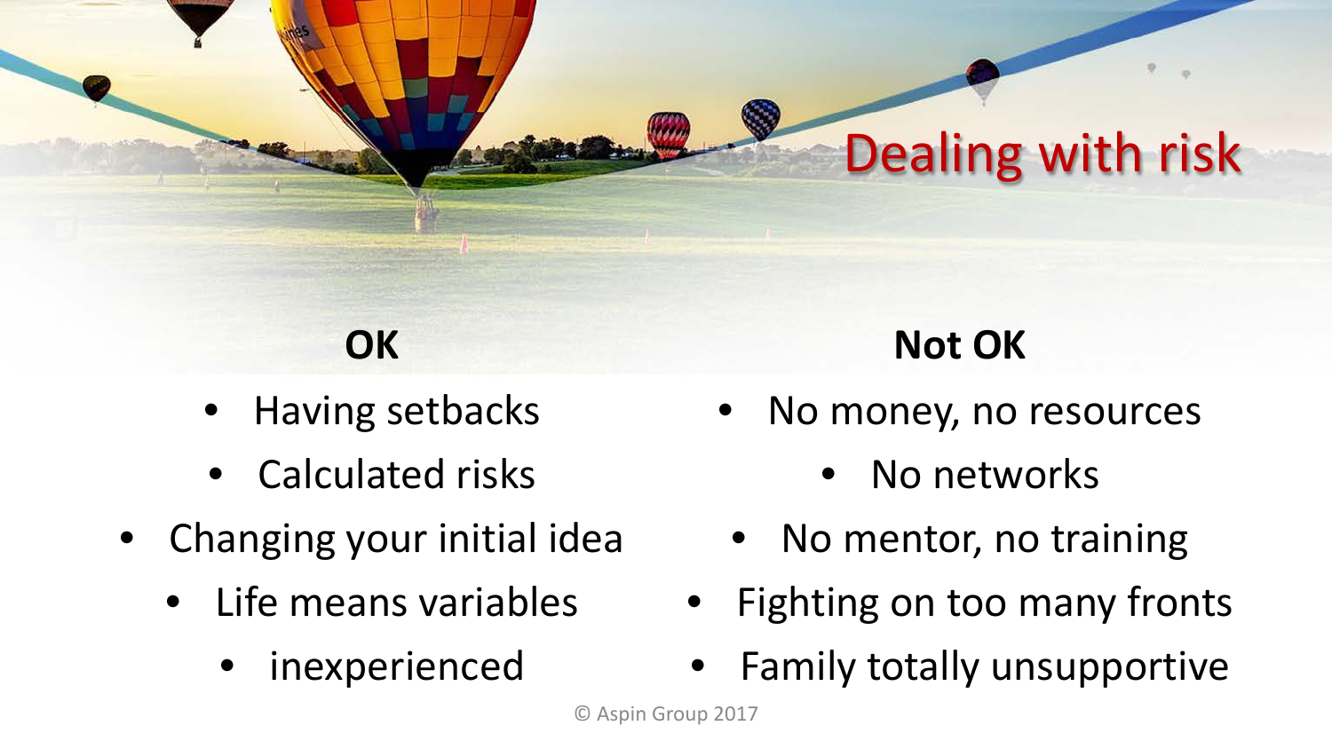# Dealing with risk

| OK | Not OK |
| --- | --- |
| Having setbacks | No money, no resources |
| Calculated risks | No networks |
| Changing your initial idea | No mentor, no training |
| Life means variables | Fighting on too many fronts |
| inexperienced | Family totally unsupportive |

© Aspin Group 2017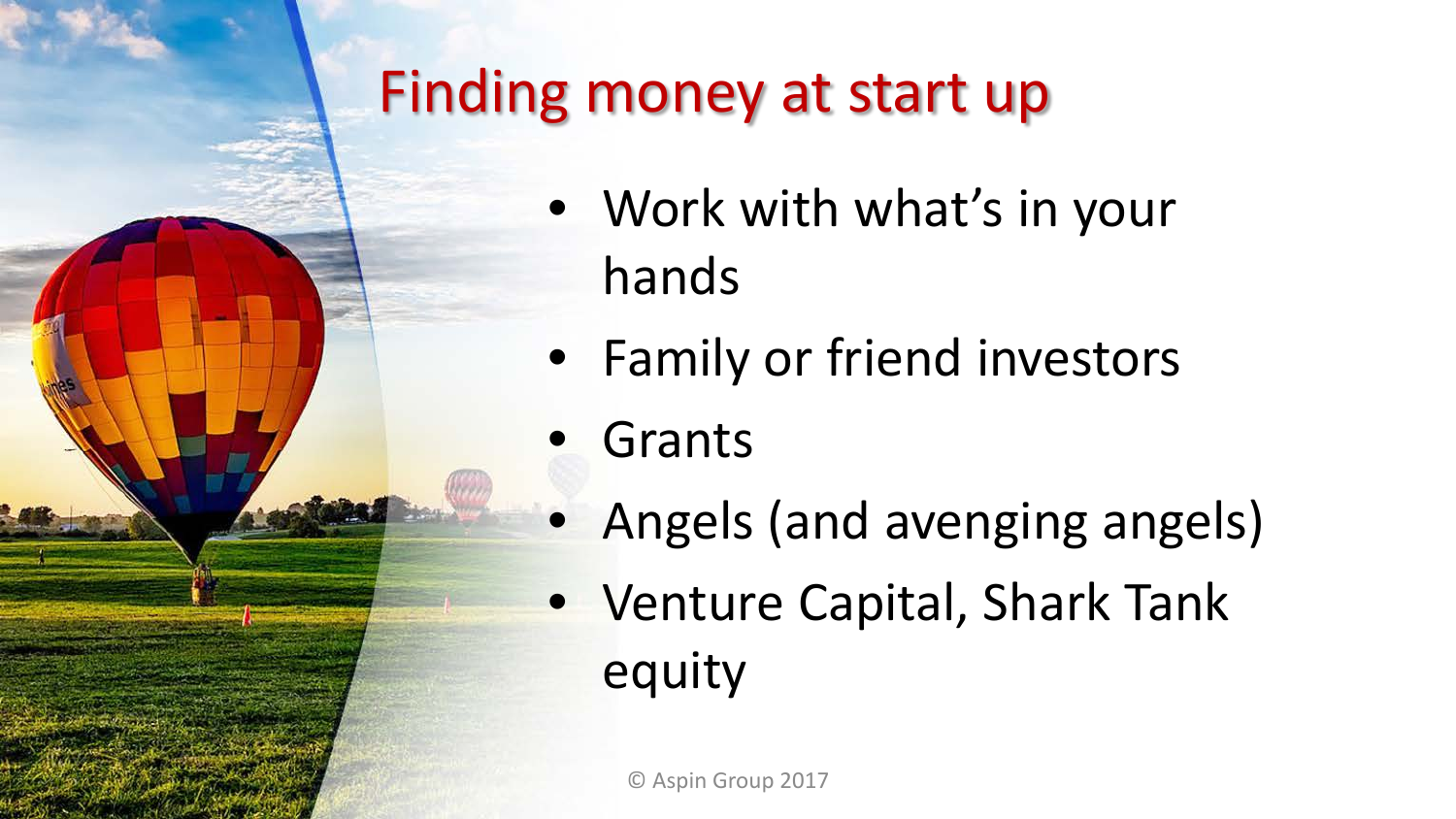# Finding money at start up

- Work with what's in your hands
- Family or friend investors
- Grants
- Angels (and avenging angels)
- Venture Capital, Shark Tank equity

© Aspin Group 2017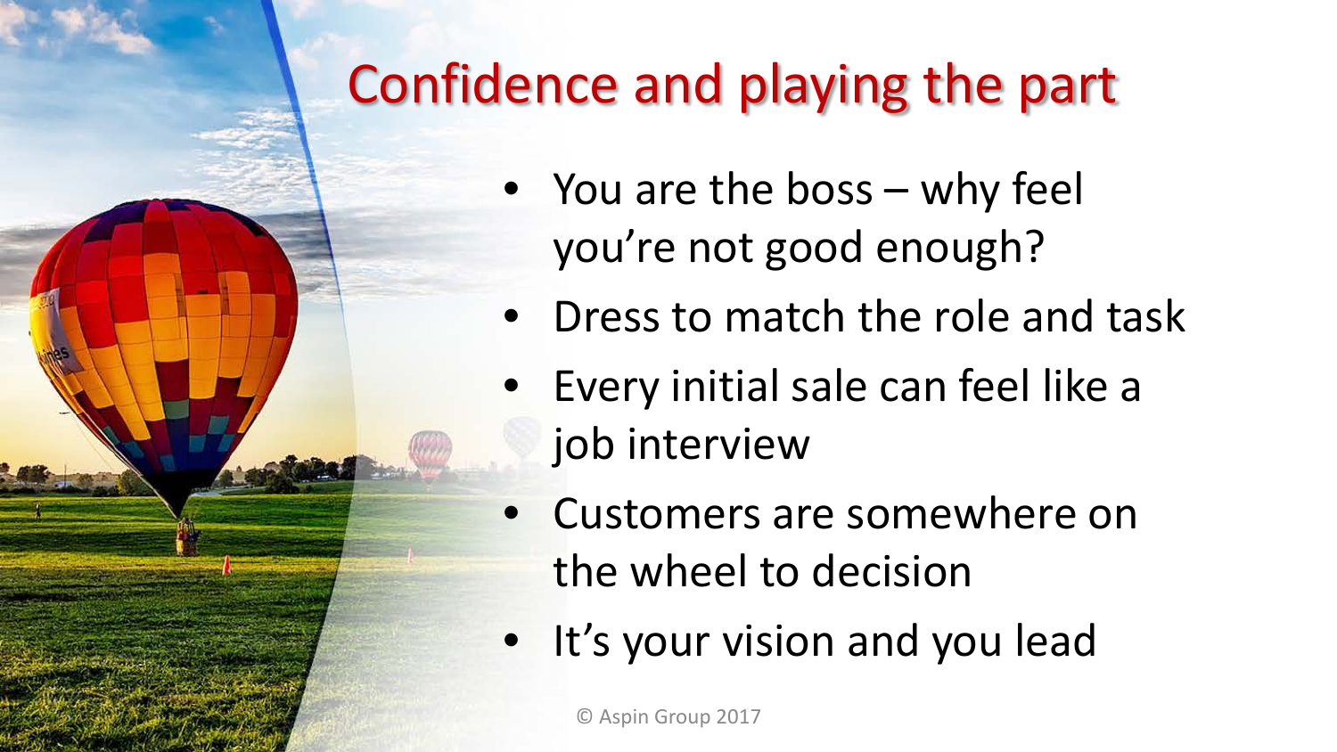# Confidence and playing the part

- You are the boss – why feel you're not good enough?
- Dress to match the role and task
- Every initial sale can feel like a job interview
- Customers are somewhere on the wheel to decision
- It's your vision and you lead

© Aspin Group 2017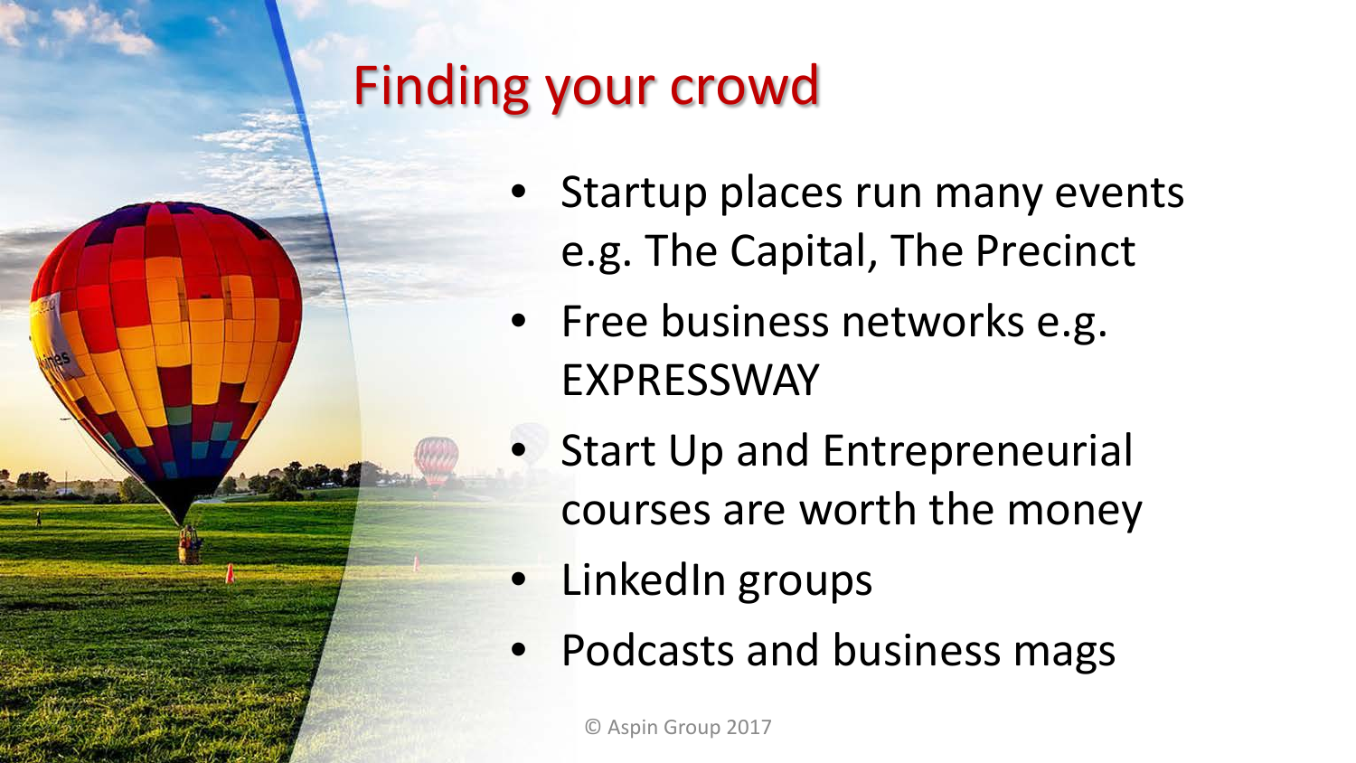# Finding your crowd

- Startup places run many events e.g. The Capital, The Precinct
- Free business networks e.g. EXPRESSWAY
- Start Up and Entrepreneurial courses are worth the money
- LinkedIn groups
- Podcasts and business mags

© Aspin Group 2017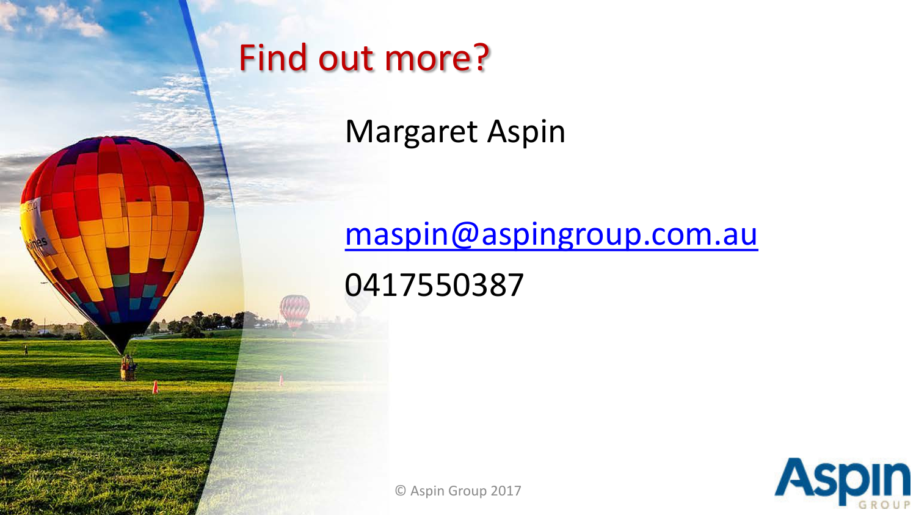# Find out more?

Margaret Aspin

maspin@aspingroup.com.au

0417550387

© Aspin Group 2017